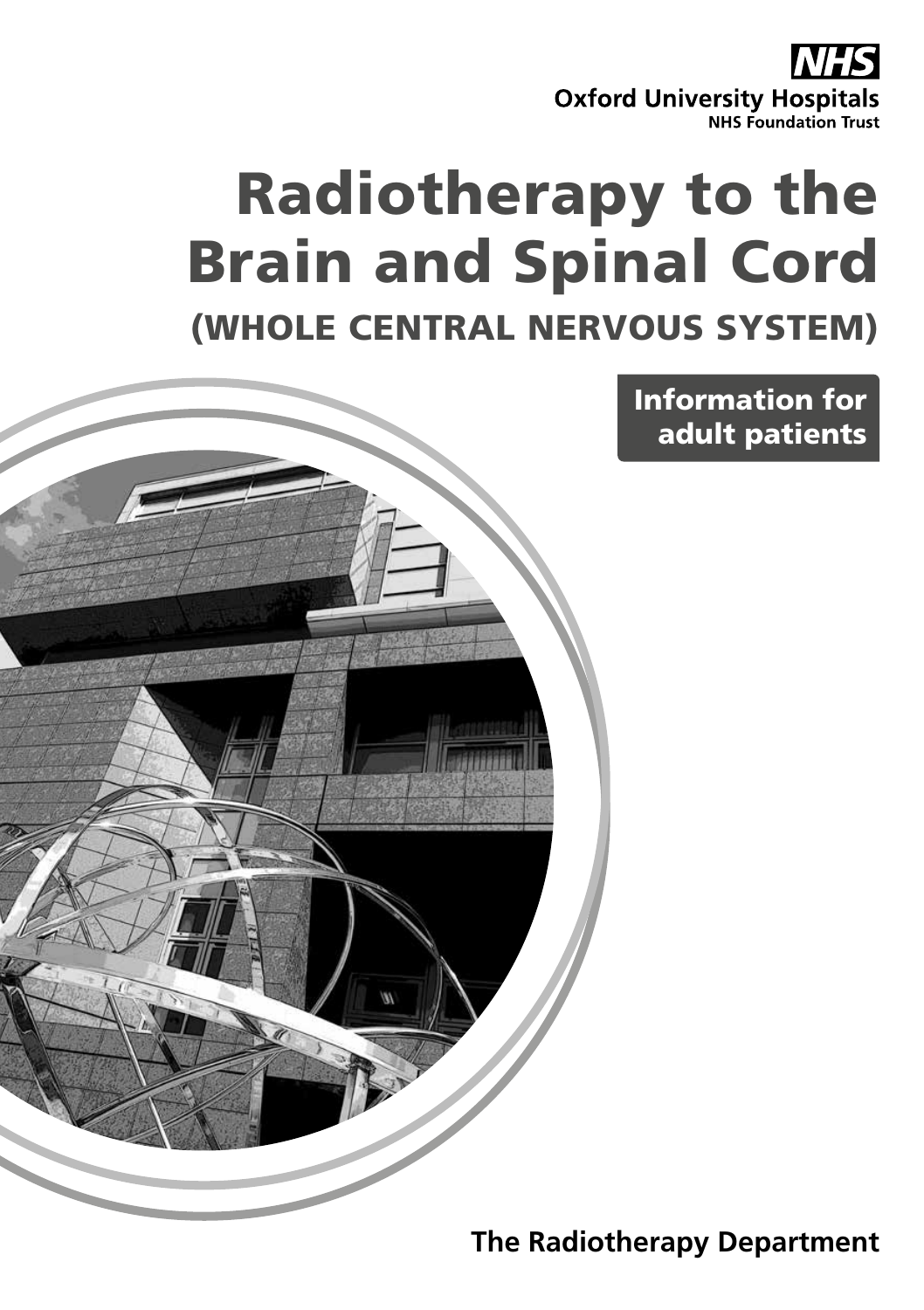NHS
Oxford University Hospitals
NHS Foundation Trust

# Radiotherapy to the Brain and Spinal Cord

## (WHOLE CENTRAL NERVOUS SYSTEM)

**Information for adult patients**

**The Radiotherapy Department**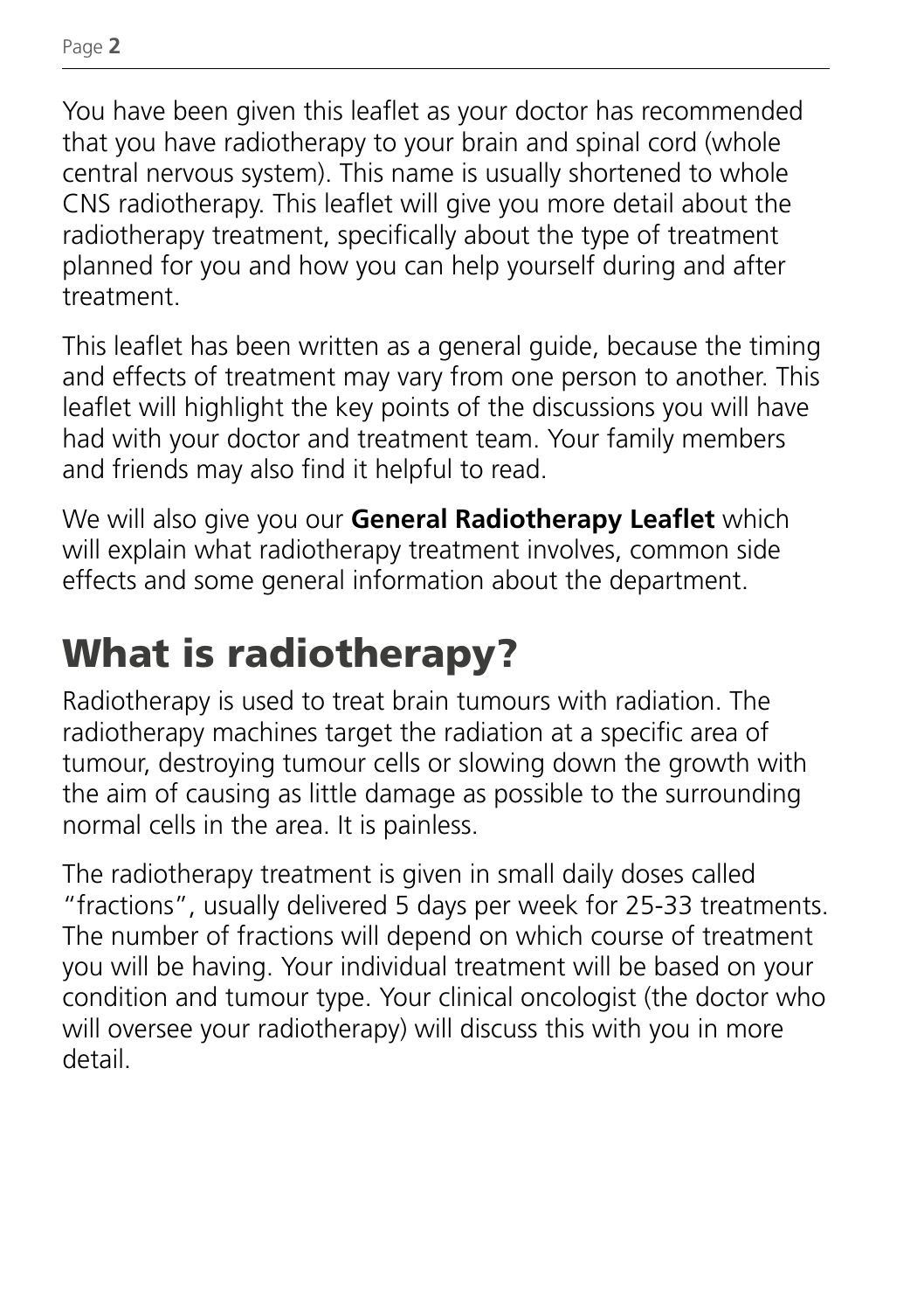You have been given this leaflet as your doctor has recommended that you have radiotherapy to your brain and spinal cord (whole central nervous system). This name is usually shortened to whole CNS radiotherapy. This leaflet will give you more detail about the radiotherapy treatment, specifically about the type of treatment planned for you and how you can help yourself during and after treatment.

This leaflet has been written as a general guide, because the timing and effects of treatment may vary from one person to another. This leaflet will highlight the key points of the discussions you will have had with your doctor and treatment team. Your family members and friends may also find it helpful to read.

We will also give you our **General Radiotherapy Leaflet** which will explain what radiotherapy treatment involves, common side effects and some general information about the department.

# What is radiotherapy?

Radiotherapy is used to treat brain tumours with radiation. The radiotherapy machines target the radiation at a specific area of tumour, destroying tumour cells or slowing down the growth with the aim of causing as little damage as possible to the surrounding normal cells in the area. It is painless.

The radiotherapy treatment is given in small daily doses called "fractions", usually delivered 5 days per week for 25-33 treatments. The number of fractions will depend on which course of treatment you will be having. Your individual treatment will be based on your condition and tumour type. Your clinical oncologist (the doctor who will oversee your radiotherapy) will discuss this with you in more detail.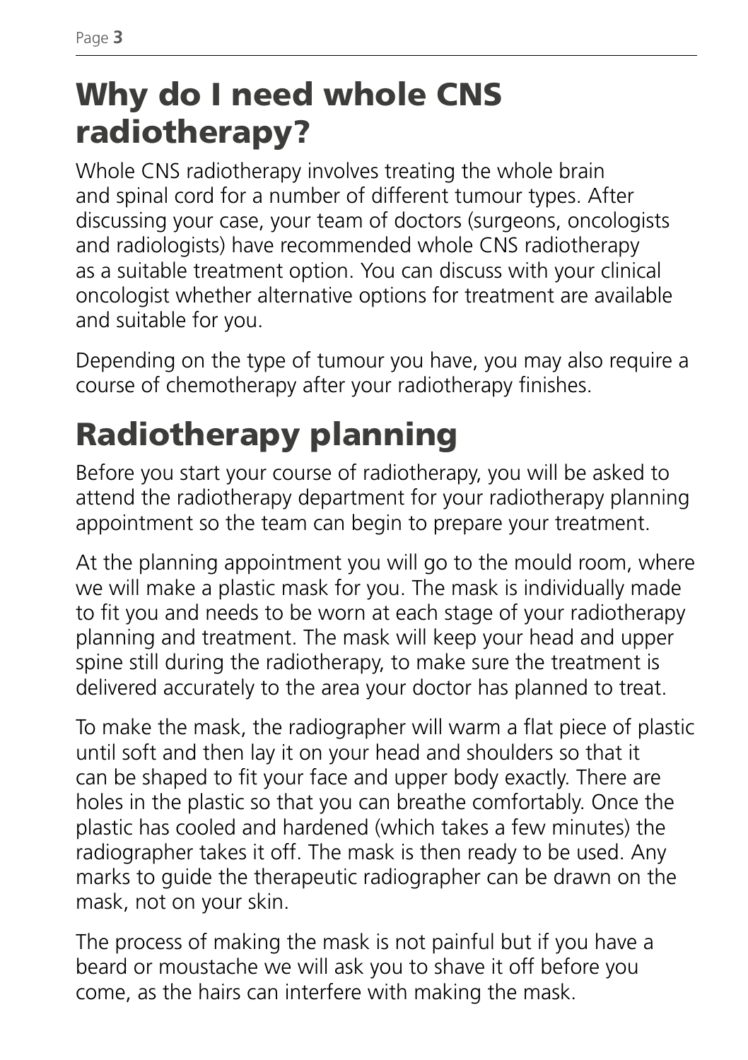# Why do I need whole CNS radiotherapy?

Whole CNS radiotherapy involves treating the whole brain and spinal cord for a number of different tumour types. After discussing your case, your team of doctors (surgeons, oncologists and radiologists) have recommended whole CNS radiotherapy as a suitable treatment option. You can discuss with your clinical oncologist whether alternative options for treatment are available and suitable for you.

Depending on the type of tumour you have, you may also require a course of chemotherapy after your radiotherapy finishes.

# Radiotherapy planning

Before you start your course of radiotherapy, you will be asked to attend the radiotherapy department for your radiotherapy planning appointment so the team can begin to prepare your treatment.

At the planning appointment you will go to the mould room, where we will make a plastic mask for you. The mask is individually made to fit you and needs to be worn at each stage of your radiotherapy planning and treatment. The mask will keep your head and upper spine still during the radiotherapy, to make sure the treatment is delivered accurately to the area your doctor has planned to treat.

To make the mask, the radiographer will warm a flat piece of plastic until soft and then lay it on your head and shoulders so that it can be shaped to fit your face and upper body exactly. There are holes in the plastic so that you can breathe comfortably. Once the plastic has cooled and hardened (which takes a few minutes) the radiographer takes it off. The mask is then ready to be used. Any marks to guide the therapeutic radiographer can be drawn on the mask, not on your skin.

The process of making the mask is not painful but if you have a beard or moustache we will ask you to shave it off before you come, as the hairs can interfere with making the mask.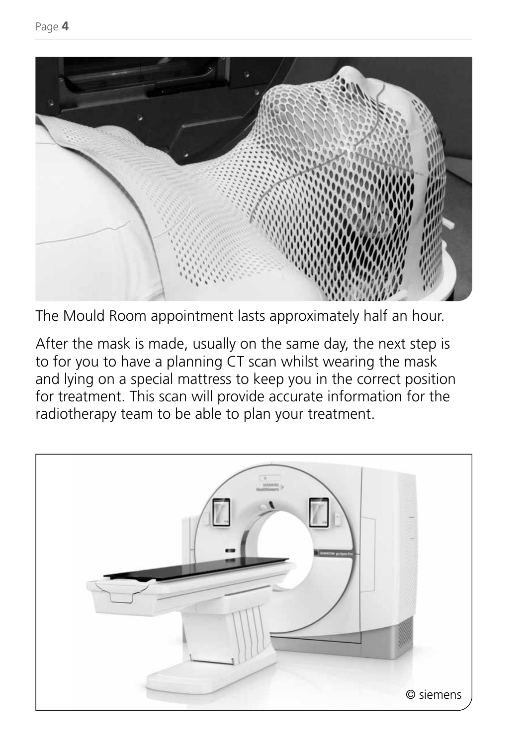The Mould Room appointment lasts approximately half an hour.

After the mask is made, usually on the same day, the next step is to for you to have a planning CT scan whilst wearing the mask and lying on a special mattress to keep you in the correct position for treatment. This scan will provide accurate information for the radiotherapy team to be able to plan your treatment.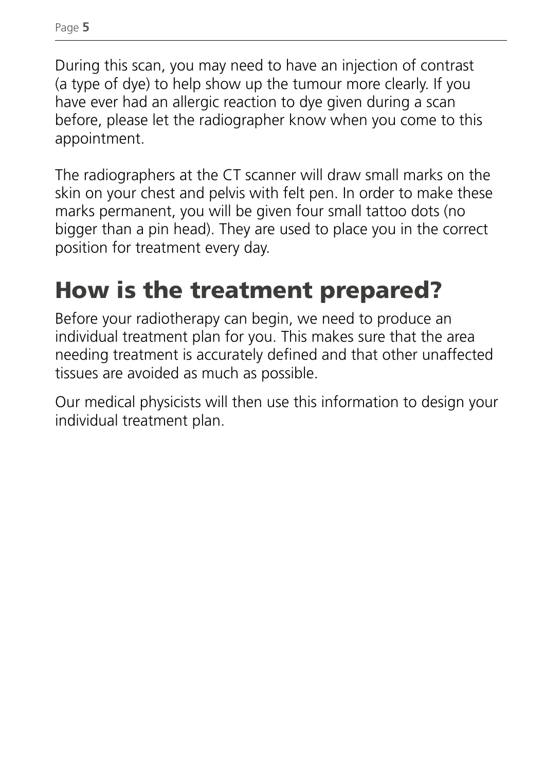During this scan, you may need to have an injection of contrast (a type of dye) to help show up the tumour more clearly. If you have ever had an allergic reaction to dye given during a scan before, please let the radiographer know when you come to this appointment.

The radiographers at the CT scanner will draw small marks on the skin on your chest and pelvis with felt pen. In order to make these marks permanent, you will be given four small tattoo dots (no bigger than a pin head). They are used to place you in the correct position for treatment every day.

# How is the treatment prepared?

Before your radiotherapy can begin, we need to produce an individual treatment plan for you. This makes sure that the area needing treatment is accurately defined and that other unaffected tissues are avoided as much as possible.

Our medical physicists will then use this information to design your individual treatment plan.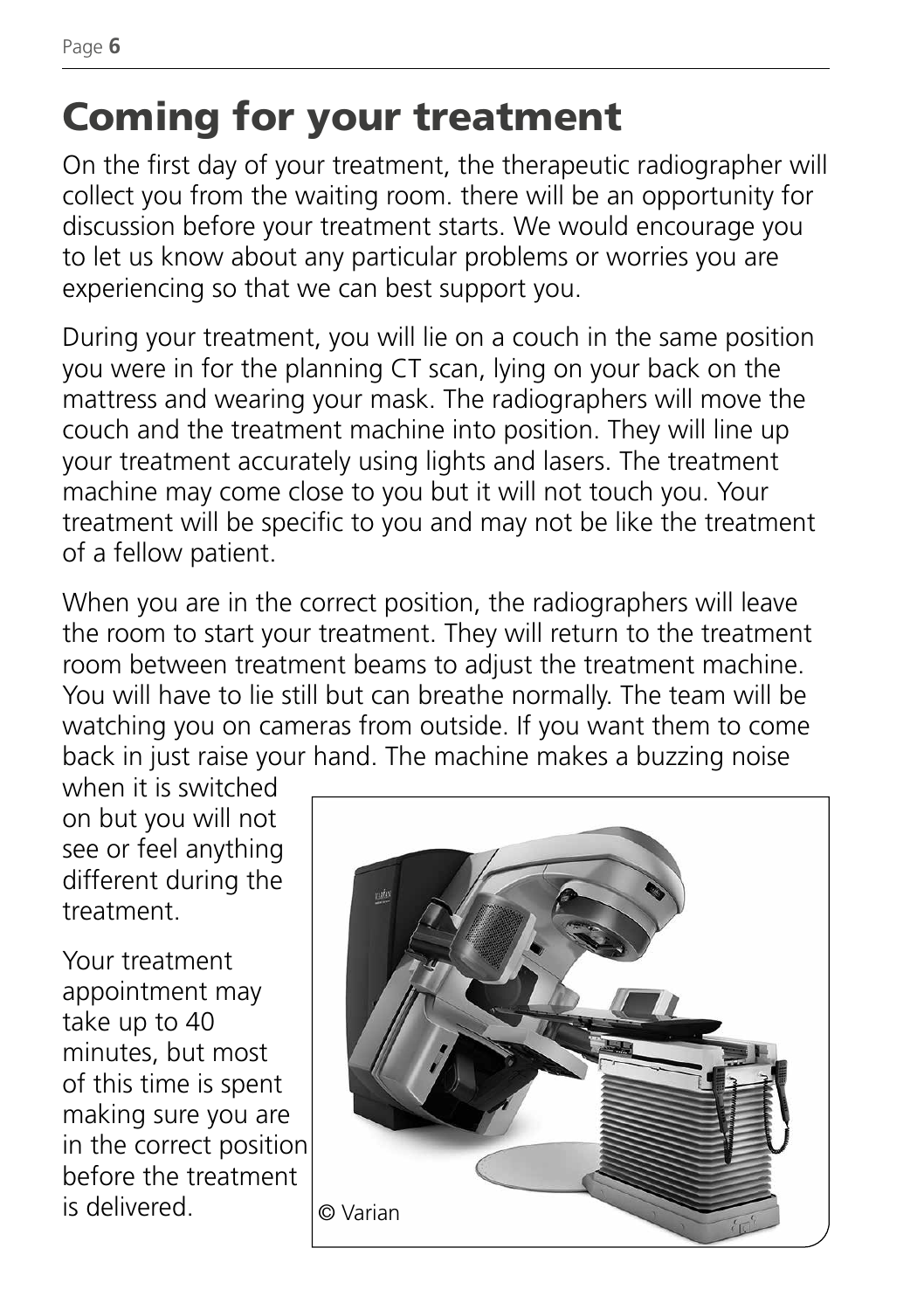# Coming for your treatment

On the first day of your treatment, the therapeutic radiographer will collect you from the waiting room. there will be an opportunity for discussion before your treatment starts. We would encourage you to let us know about any particular problems or worries you are experiencing so that we can best support you.

During your treatment, you will lie on a couch in the same position you were in for the planning CT scan, lying on your back on the mattress and wearing your mask. The radiographers will move the couch and the treatment machine into position. They will line up your treatment accurately using lights and lasers. The treatment machine may come close to you but it will not touch you. Your treatment will be specific to you and may not be like the treatment of a fellow patient.

When you are in the correct position, the radiographers will leave the room to start your treatment. They will return to the treatment room between treatment beams to adjust the treatment machine. You will have to lie still but can breathe normally. The team will be watching you on cameras from outside. If you want them to come back in just raise your hand. The machine makes a buzzing noise when it is switched on but you will not see or feel anything different during the treatment.

Your treatment appointment may take up to 40 minutes, but most of this time is spent making sure you are in the correct position before the treatment is delivered.

© Varian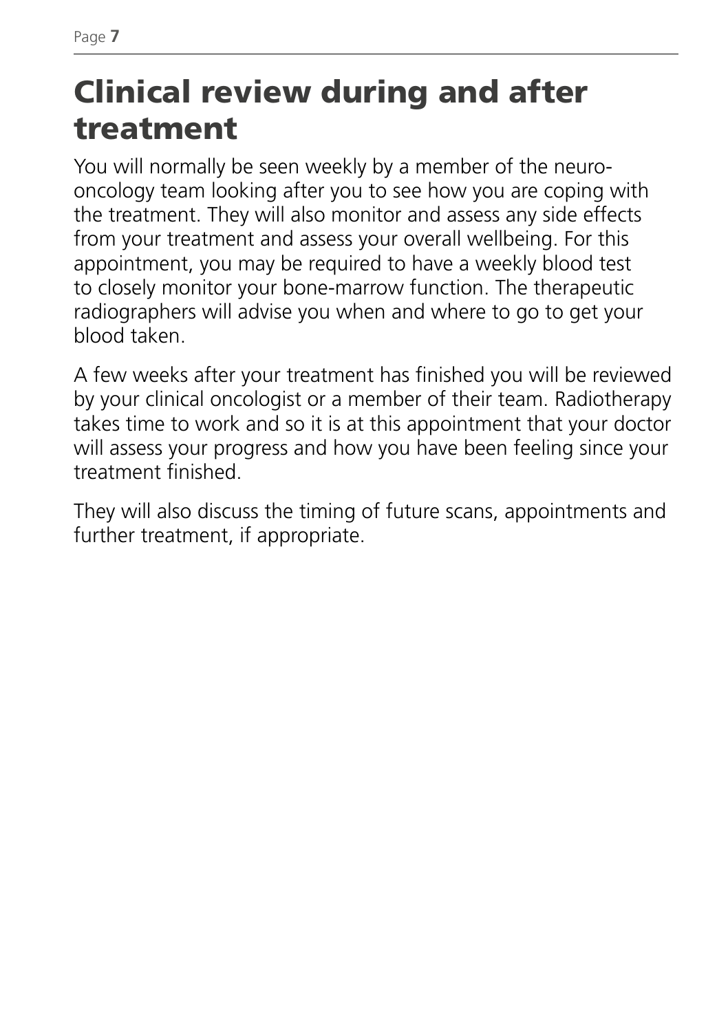# Clinical review during and after treatment

You will normally be seen weekly by a member of the neuro-oncology team looking after you to see how you are coping with the treatment. They will also monitor and assess any side effects from your treatment and assess your overall wellbeing. For this appointment, you may be required to have a weekly blood test to closely monitor your bone-marrow function. The therapeutic radiographers will advise you when and where to go to get your blood taken.

A few weeks after your treatment has finished you will be reviewed by your clinical oncologist or a member of their team. Radiotherapy takes time to work and so it is at this appointment that your doctor will assess your progress and how you have been feeling since your treatment finished.

They will also discuss the timing of future scans, appointments and further treatment, if appropriate.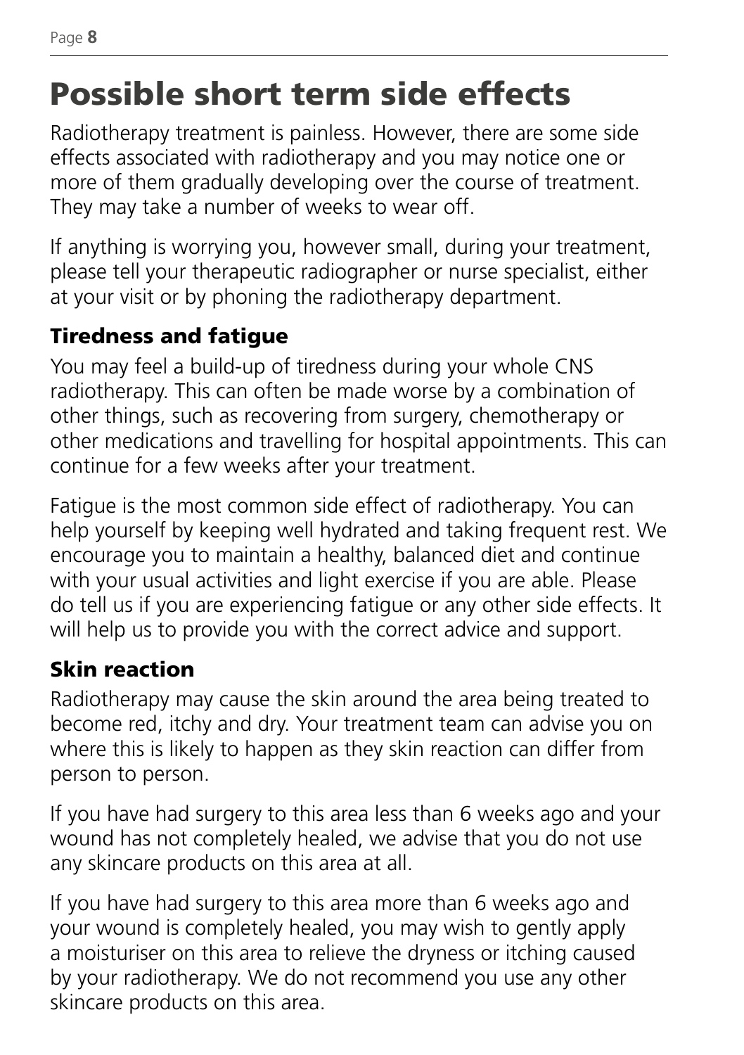# Possible short term side effects

Radiotherapy treatment is painless. However, there are some side effects associated with radiotherapy and you may notice one or more of them gradually developing over the course of treatment. They may take a number of weeks to wear off.

If anything is worrying you, however small, during your treatment, please tell your therapeutic radiographer or nurse specialist, either at your visit or by phoning the radiotherapy department.

## Tiredness and fatigue

You may feel a build-up of tiredness during your whole CNS radiotherapy. This can often be made worse by a combination of other things, such as recovering from surgery, chemotherapy or other medications and travelling for hospital appointments. This can continue for a few weeks after your treatment.

Fatigue is the most common side effect of radiotherapy. You can help yourself by keeping well hydrated and taking frequent rest. We encourage you to maintain a healthy, balanced diet and continue with your usual activities and light exercise if you are able. Please do tell us if you are experiencing fatigue or any other side effects. It will help us to provide you with the correct advice and support.

## Skin reaction

Radiotherapy may cause the skin around the area being treated to become red, itchy and dry. Your treatment team can advise you on where this is likely to happen as they skin reaction can differ from person to person.

If you have had surgery to this area less than 6 weeks ago and your wound has not completely healed, we advise that you do not use any skincare products on this area at all.

If you have had surgery to this area more than 6 weeks ago and your wound is completely healed, you may wish to gently apply a moisturiser on this area to relieve the dryness or itching caused by your radiotherapy. We do not recommend you use any other skincare products on this area.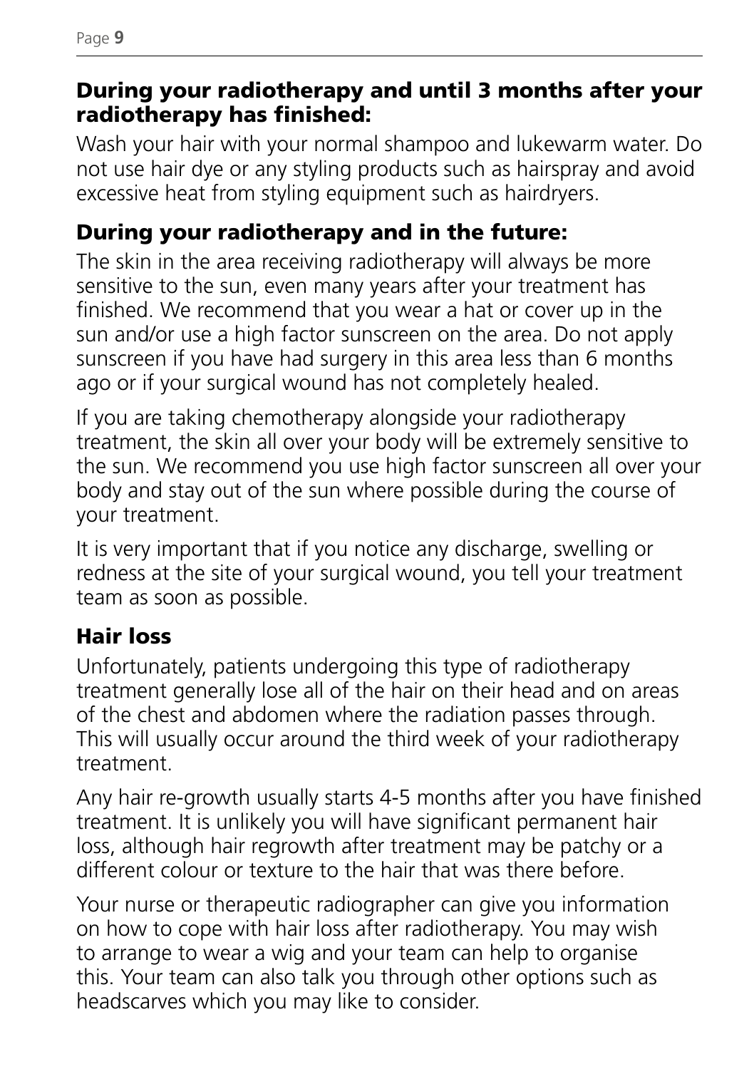### During your radiotherapy and until 3 months after your radiotherapy has finished:

Wash your hair with your normal shampoo and lukewarm water. Do not use hair dye or any styling products such as hairspray and avoid excessive heat from styling equipment such as hairdryers.

### During your radiotherapy and in the future:

The skin in the area receiving radiotherapy will always be more sensitive to the sun, even many years after your treatment has finished. We recommend that you wear a hat or cover up in the sun and/or use a high factor sunscreen on the area. Do not apply sunscreen if you have had surgery in this area less than 6 months ago or if your surgical wound has not completely healed.

If you are taking chemotherapy alongside your radiotherapy treatment, the skin all over your body will be extremely sensitive to the sun. We recommend you use high factor sunscreen all over your body and stay out of the sun where possible during the course of your treatment.

It is very important that if you notice any discharge, swelling or redness at the site of your surgical wound, you tell your treatment team as soon as possible.

### Hair loss

Unfortunately, patients undergoing this type of radiotherapy treatment generally lose all of the hair on their head and on areas of the chest and abdomen where the radiation passes through. This will usually occur around the third week of your radiotherapy treatment.

Any hair re-growth usually starts 4-5 months after you have finished treatment. It is unlikely you will have significant permanent hair loss, although hair regrowth after treatment may be patchy or a different colour or texture to the hair that was there before.

Your nurse or therapeutic radiographer can give you information on how to cope with hair loss after radiotherapy. You may wish to arrange to wear a wig and your team can help to organise this. Your team can also talk you through other options such as headscarves which you may like to consider.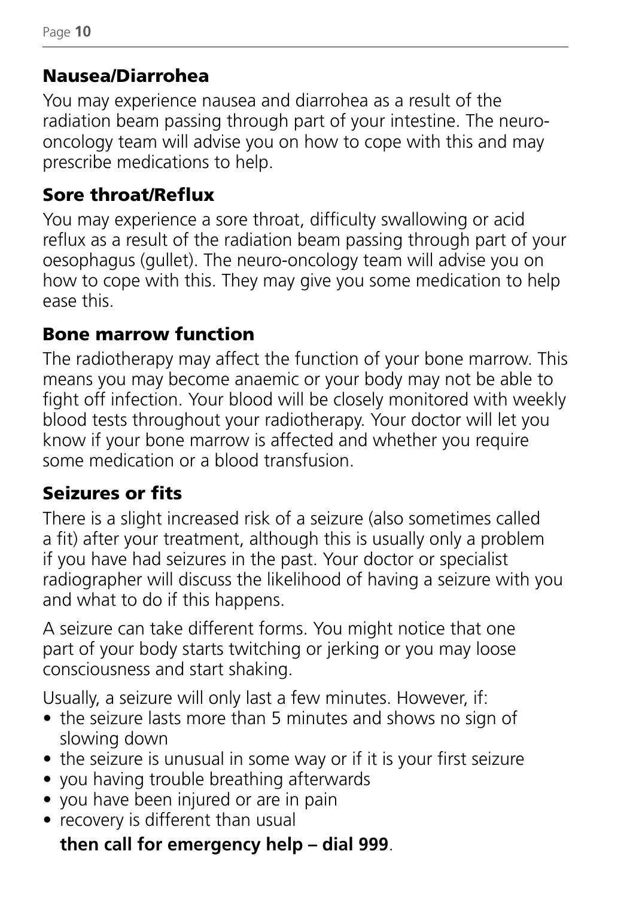## Nausea/Diarrohea

You may experience nausea and diarrohea as a result of the radiation beam passing through part of your intestine. The neuro-oncology team will advise you on how to cope with this and may prescribe medications to help.

## Sore throat/Reflux

You may experience a sore throat, difficulty swallowing or acid reflux as a result of the radiation beam passing through part of your oesophagus (gullet). The neuro-oncology team will advise you on how to cope with this. They may give you some medication to help ease this.

## Bone marrow function

The radiotherapy may affect the function of your bone marrow. This means you may become anaemic or your body may not be able to fight off infection. Your blood will be closely monitored with weekly blood tests throughout your radiotherapy. Your doctor will let you know if your bone marrow is affected and whether you require some medication or a blood transfusion.

## Seizures or fits

There is a slight increased risk of a seizure (also sometimes called a fit) after your treatment, although this is usually only a problem if you have had seizures in the past. Your doctor or specialist radiographer will discuss the likelihood of having a seizure with you and what to do if this happens.

A seizure can take different forms. You might notice that one part of your body starts twitching or jerking or you may loose consciousness and start shaking.

Usually, a seizure will only last a few minutes. However, if:

- the seizure lasts more than 5 minutes and shows no sign of slowing down
- the seizure is unusual in some way or if it is your first seizure
- you having trouble breathing afterwards
- you have been injured or are in pain
- recovery is different than usual

**then call for emergency help – dial 999**.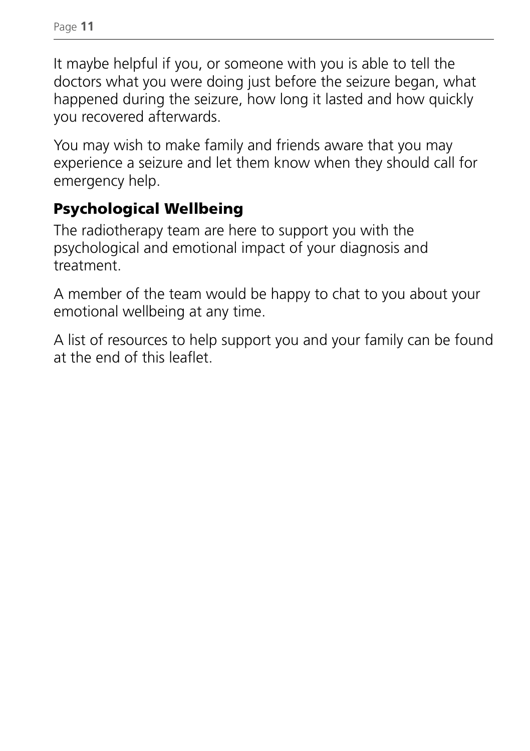It maybe helpful if you, or someone with you is able to tell the doctors what you were doing just before the seizure began, what happened during the seizure, how long it lasted and how quickly you recovered afterwards.

You may wish to make family and friends aware that you may experience a seizure and let them know when they should call for emergency help.

## Psychological Wellbeing

The radiotherapy team are here to support you with the psychological and emotional impact of your diagnosis and treatment.

A member of the team would be happy to chat to you about your emotional wellbeing at any time.

A list of resources to help support you and your family can be found at the end of this leaflet.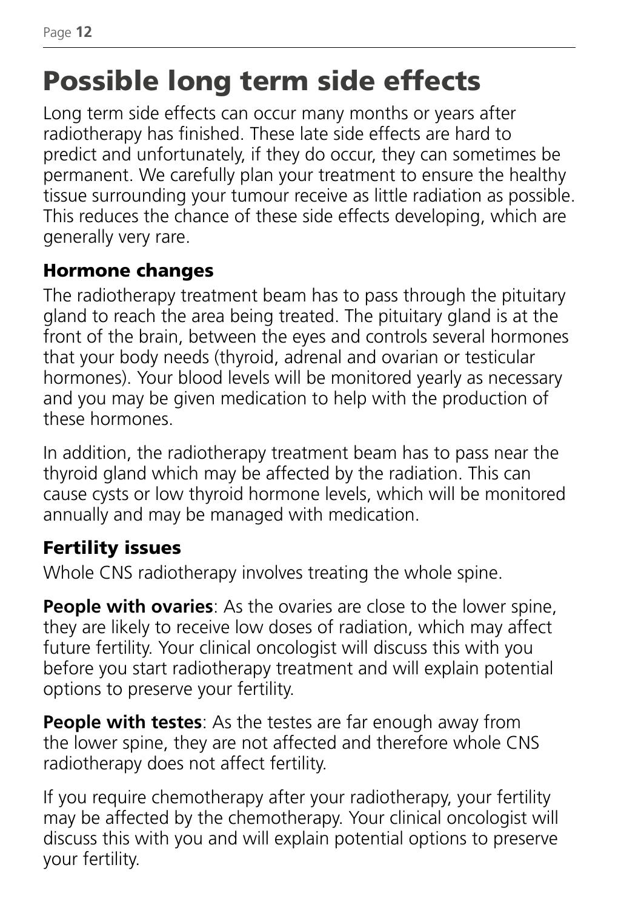# Possible long term side effects

Long term side effects can occur many months or years after radiotherapy has finished. These late side effects are hard to predict and unfortunately, if they do occur, they can sometimes be permanent. We carefully plan your treatment to ensure the healthy tissue surrounding your tumour receive as little radiation as possible. This reduces the chance of these side effects developing, which are generally very rare.

## Hormone changes

The radiotherapy treatment beam has to pass through the pituitary gland to reach the area being treated. The pituitary gland is at the front of the brain, between the eyes and controls several hormones that your body needs (thyroid, adrenal and ovarian or testicular hormones). Your blood levels will be monitored yearly as necessary and you may be given medication to help with the production of these hormones.

In addition, the radiotherapy treatment beam has to pass near the thyroid gland which may be affected by the radiation. This can cause cysts or low thyroid hormone levels, which will be monitored annually and may be managed with medication.

## Fertility issues

Whole CNS radiotherapy involves treating the whole spine.

**People with ovaries**: As the ovaries are close to the lower spine, they are likely to receive low doses of radiation, which may affect future fertility. Your clinical oncologist will discuss this with you before you start radiotherapy treatment and will explain potential options to preserve your fertility.

**People with testes**: As the testes are far enough away from the lower spine, they are not affected and therefore whole CNS radiotherapy does not affect fertility.

If you require chemotherapy after your radiotherapy, your fertility may be affected by the chemotherapy. Your clinical oncologist will discuss this with you and will explain potential options to preserve your fertility.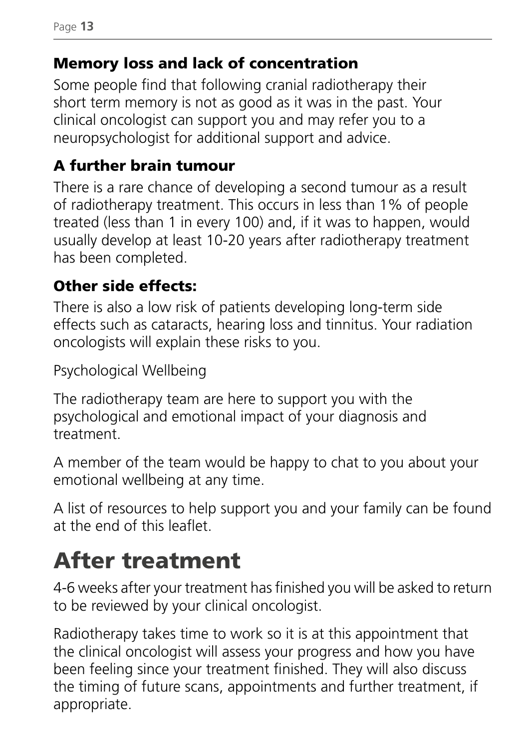### Memory loss and lack of concentration

Some people find that following cranial radiotherapy their short term memory is not as good as it was in the past. Your clinical oncologist can support you and may refer you to a neuropsychologist for additional support and advice.

### A further brain tumour

There is a rare chance of developing a second tumour as a result of radiotherapy treatment. This occurs in less than 1% of people treated (less than 1 in every 100) and, if it was to happen, would usually develop at least 10-20 years after radiotherapy treatment has been completed.

### Other side effects:

There is also a low risk of patients developing long-term side effects such as cataracts, hearing loss and tinnitus. Your radiation oncologists will explain these risks to you.

Psychological Wellbeing

The radiotherapy team are here to support you with the psychological and emotional impact of your diagnosis and treatment.

A member of the team would be happy to chat to you about your emotional wellbeing at any time.

A list of resources to help support you and your family can be found at the end of this leaflet.

# After treatment

4-6 weeks after your treatment has finished you will be asked to return to be reviewed by your clinical oncologist.

Radiotherapy takes time to work so it is at this appointment that the clinical oncologist will assess your progress and how you have been feeling since your treatment finished. They will also discuss the timing of future scans, appointments and further treatment, if appropriate.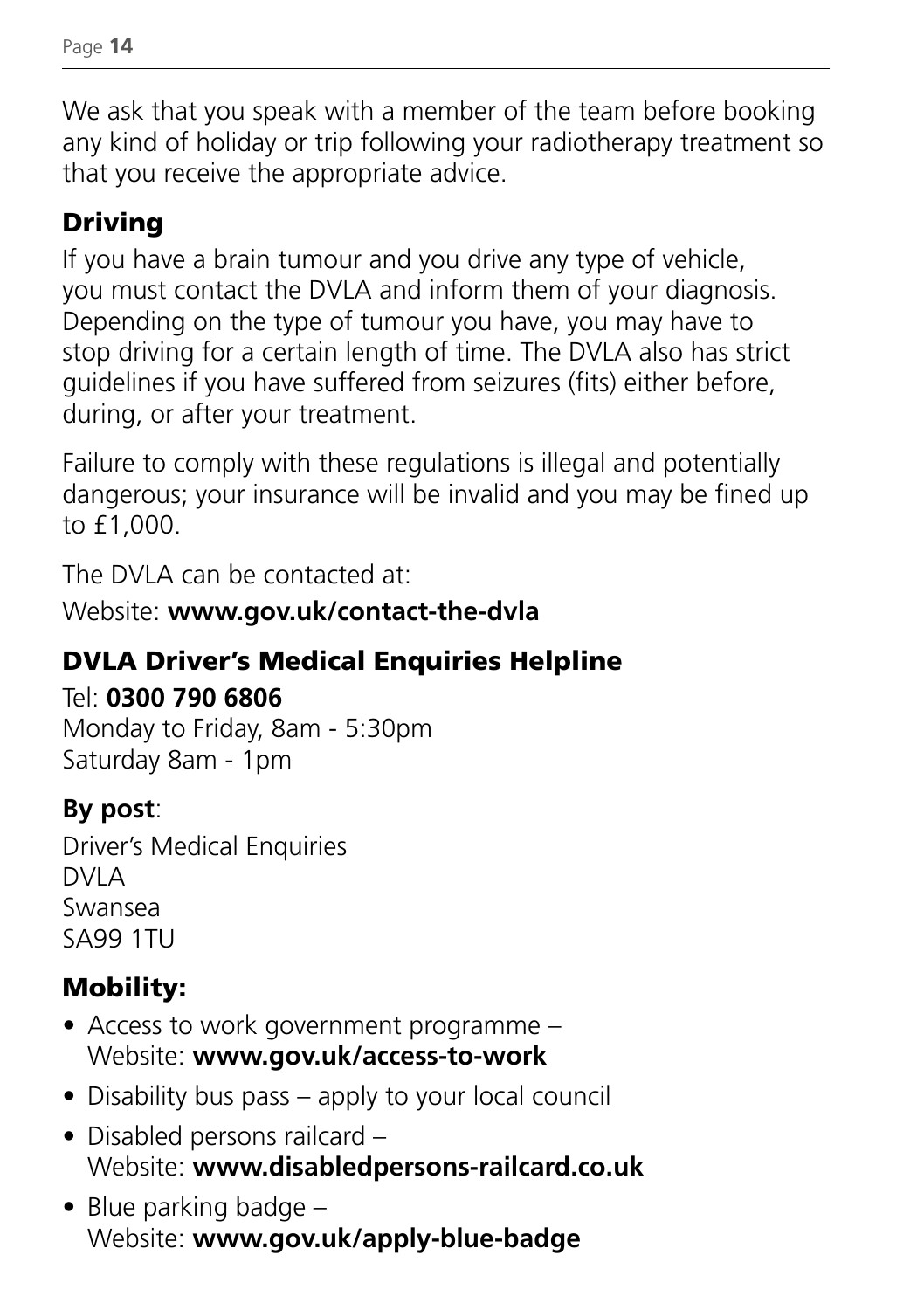We ask that you speak with a member of the team before booking any kind of holiday or trip following your radiotherapy treatment so that you receive the appropriate advice.

## Driving

If you have a brain tumour and you drive any type of vehicle, you must contact the DVLA and inform them of your diagnosis. Depending on the type of tumour you have, you may have to stop driving for a certain length of time. The DVLA also has strict guidelines if you have suffered from seizures (fits) either before, during, or after your treatment.

Failure to comply with these regulations is illegal and potentially dangerous; your insurance will be invalid and you may be fined up to £1,000.

The DVLA can be contacted at:

Website: **www.gov.uk/contact-the-dvla**

## DVLA Driver's Medical Enquiries Helpline

Tel: **0300 790 6806**
Monday to Friday, 8am - 5:30pm
Saturday 8am - 1pm

**By post**:

Driver's Medical Enquiries
DVLA
Swansea
SA99 1TU

## Mobility:

- Access to work government programme – Website: **www.gov.uk/access-to-work**
- Disability bus pass – apply to your local council
- Disabled persons railcard – Website: **www.disabledpersons-railcard.co.uk**
- Blue parking badge – Website: **www.gov.uk/apply-blue-badge**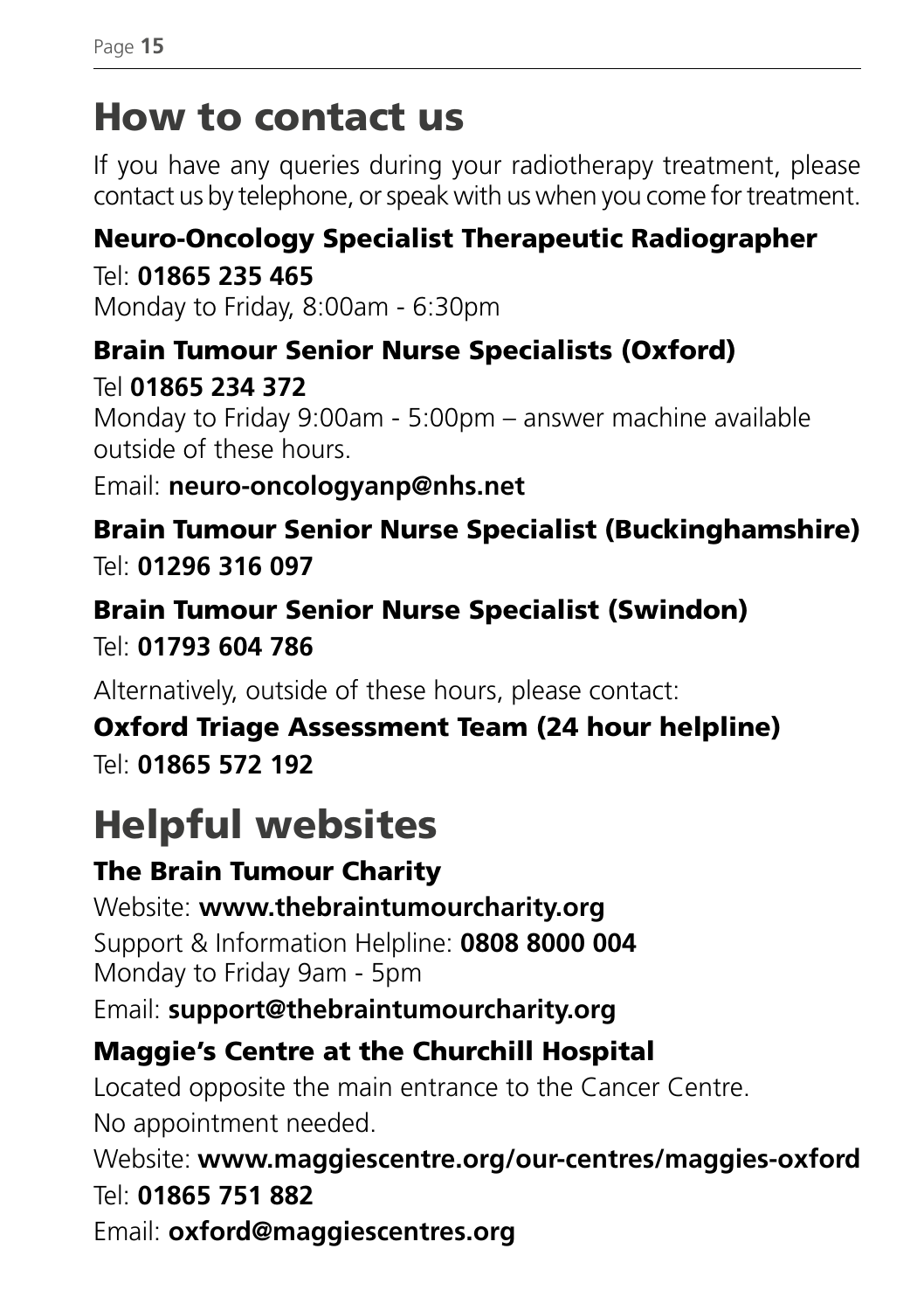# How to contact us

If you have any queries during your radiotherapy treatment, please contact us by telephone, or speak with us when you come for treatment.

### Neuro-Oncology Specialist Therapeutic Radiographer

Tel: **01865 235 465**
Monday to Friday, 8:00am - 6:30pm

### Brain Tumour Senior Nurse Specialists (Oxford)

Tel **01865 234 372**
Monday to Friday 9:00am - 5:00pm – answer machine available outside of these hours.

Email: **neuro-oncologyanp@nhs.net**

### Brain Tumour Senior Nurse Specialist (Buckinghamshire)

Tel: **01296 316 097**

### Brain Tumour Senior Nurse Specialist (Swindon)

Tel: **01793 604 786**

Alternatively, outside of these hours, please contact:

### Oxford Triage Assessment Team (24 hour helpline)

Tel: **01865 572 192**

# Helpful websites

### The Brain Tumour Charity

Website: **www.thebraintumourcharity.org**

Support & Information Helpline: **0808 8000 004**
Monday to Friday 9am - 5pm

Email: **support@thebraintumourcharity.org**

### Maggie's Centre at the Churchill Hospital

Located opposite the main entrance to the Cancer Centre.

No appointment needed.

Website: **www.maggiescentre.org/our-centres/maggies-oxford**

Tel: **01865 751 882**

Email: **oxford@maggiescentres.org**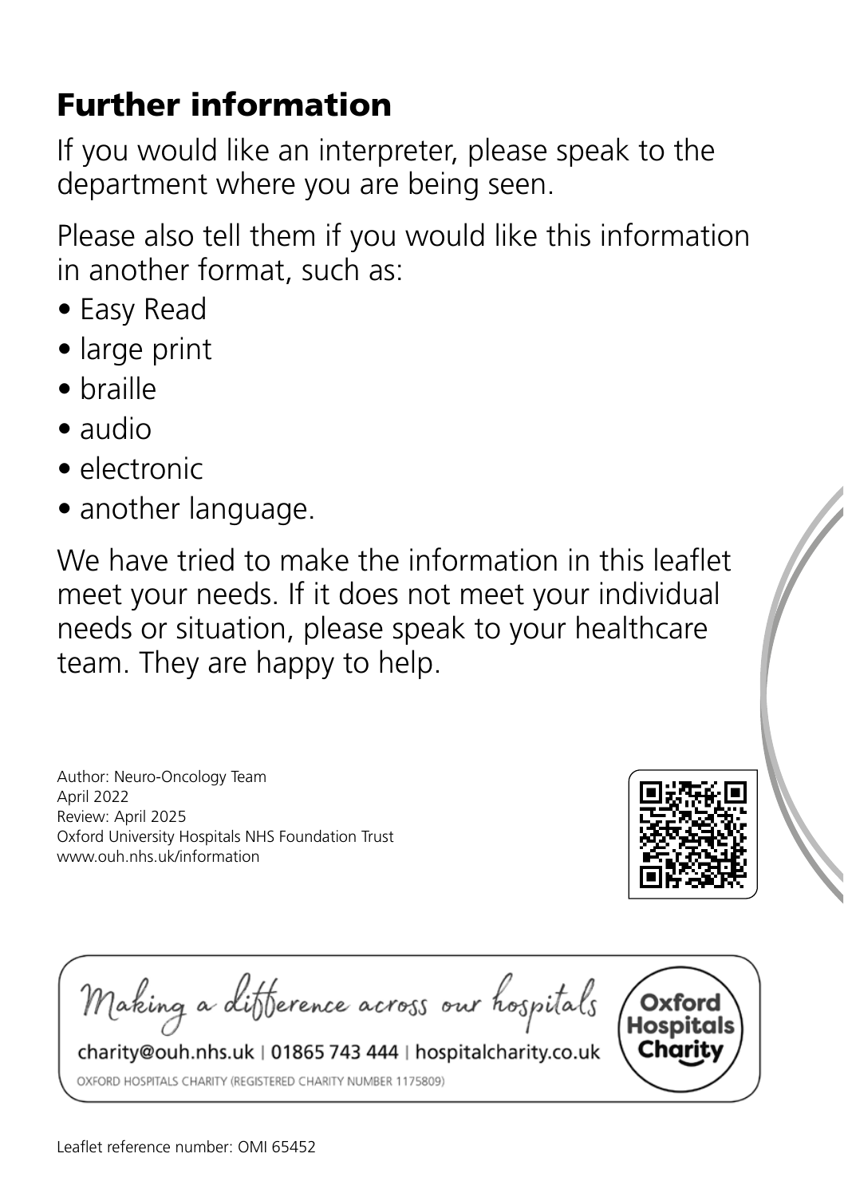## Further information

If you would like an interpreter, please speak to the department where you are being seen.

Please also tell them if you would like this information in another format, such as:

- Easy Read
- large print
- braille
- audio
- electronic
- another language.

We have tried to make the information in this leaflet meet your needs. If it does not meet your individual needs or situation, please speak to your healthcare team. They are happy to help.

Author: Neuro-Oncology Team
April 2022
Review: April 2025
Oxford University Hospitals NHS Foundation Trust
www.ouh.nhs.uk/information

Making a difference across our hospitals

charity@ouh.nhs.uk | 01865 743 444 | hospitalcharity.co.uk

Oxford Hospitals Charity

OXFORD HOSPITALS CHARITY (REGISTERED CHARITY NUMBER 1175809)

Leaflet reference number: OMI 65452